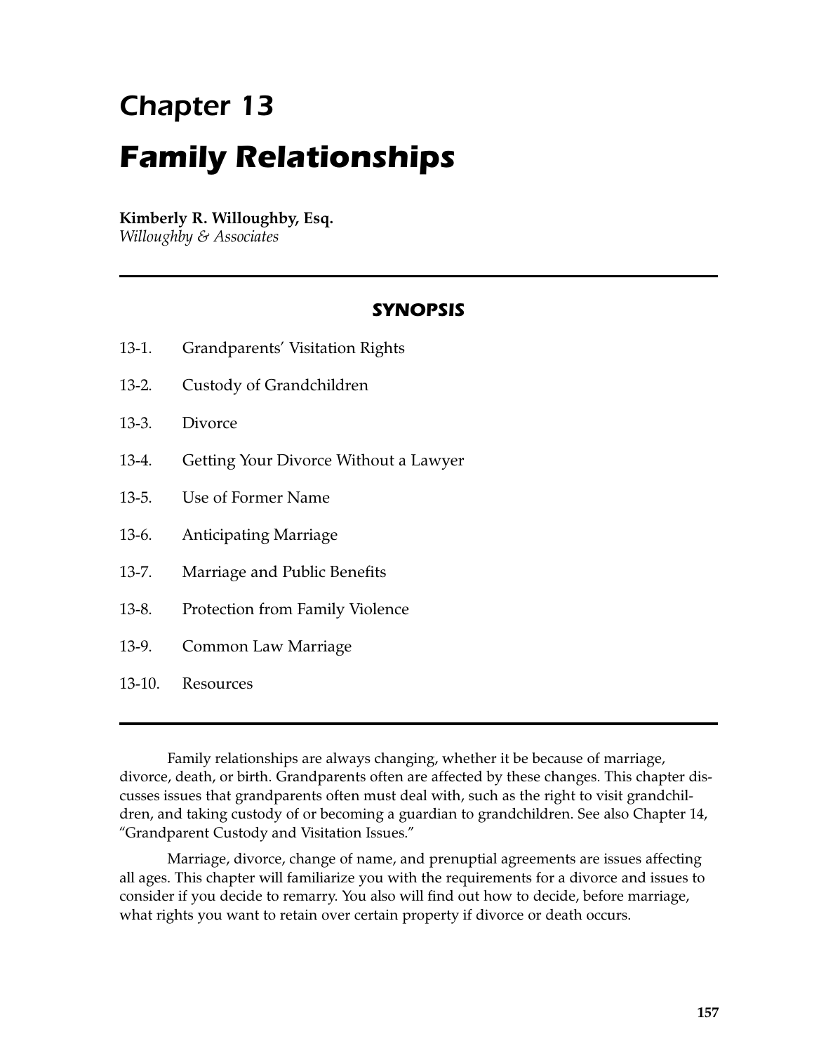# Chapter 13

# *Family Relationships*

**Kimberly R. Willoughby, Esq.**
*Willoughby & Associates*

---

## SYNOPSIS

13-1. Grandparents' Visitation Rights

13-2. Custody of Grandchildren

13-3. Divorce

13-4. Getting Your Divorce Without a Lawyer

13-5. Use of Former Name

13-6. Anticipating Marriage

13-7. Marriage and Public Benefits

13-8. Protection from Family Violence

13-9. Common Law Marriage

13-10. Resources

---

Family relationships are always changing, whether it be because of marriage, divorce, death, or birth. Grandparents often are affected by these changes. This chapter discusses issues that grandparents often must deal with, such as the right to visit grandchildren, and taking custody of or becoming a guardian to grandchildren. See also Chapter 14, "Grandparent Custody and Visitation Issues."

Marriage, divorce, change of name, and prenuptial agreements are issues affecting all ages. This chapter will familiarize you with the requirements for a divorce and issues to consider if you decide to remarry. You also will find out how to decide, before marriage, what rights you want to retain over certain property if divorce or death occurs.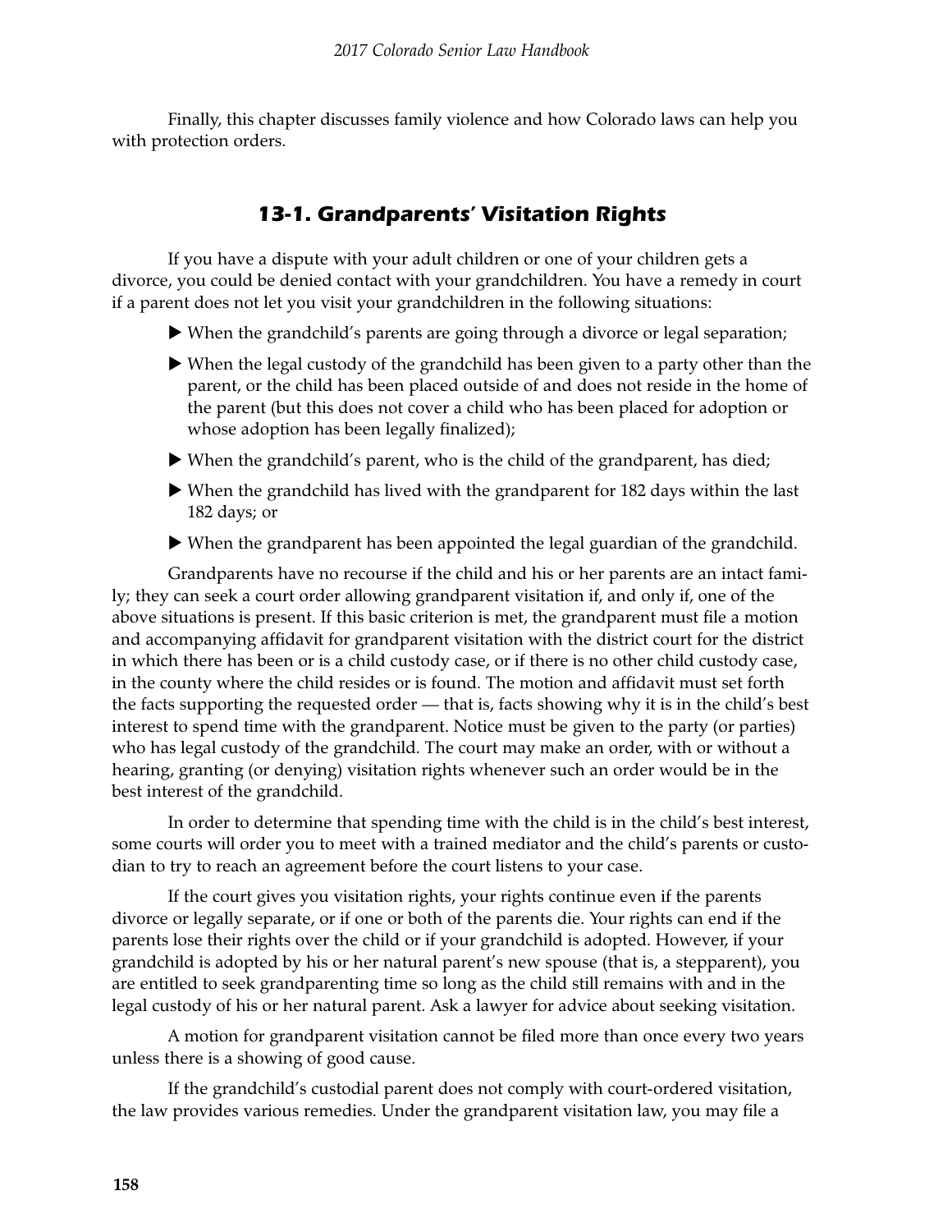Finally, this chapter discusses family violence and how Colorado laws can help you with protection orders.

## 13-1. Grandparents' Visitation Rights

If you have a dispute with your adult children or one of your children gets a divorce, you could be denied contact with your grandchildren. You have a remedy in court if a parent does not let you visit your grandchildren in the following situations:

- When the grandchild's parents are going through a divorce or legal separation;
- When the legal custody of the grandchild has been given to a party other than the parent, or the child has been placed outside of and does not reside in the home of the parent (but this does not cover a child who has been placed for adoption or whose adoption has been legally finalized);
- When the grandchild's parent, who is the child of the grandparent, has died;
- When the grandchild has lived with the grandparent for 182 days within the last 182 days; or
- When the grandparent has been appointed the legal guardian of the grandchild.

Grandparents have no recourse if the child and his or her parents are an intact family; they can seek a court order allowing grandparent visitation if, and only if, one of the above situations is present. If this basic criterion is met, the grandparent must file a motion and accompanying affidavit for grandparent visitation with the district court for the district in which there has been or is a child custody case, or if there is no other child custody case, in the county where the child resides or is found. The motion and affidavit must set forth the facts supporting the requested order — that is, facts showing why it is in the child's best interest to spend time with the grandparent. Notice must be given to the party (or parties) who has legal custody of the grandchild. The court may make an order, with or without a hearing, granting (or denying) visitation rights whenever such an order would be in the best interest of the grandchild.

In order to determine that spending time with the child is in the child's best interest, some courts will order you to meet with a trained mediator and the child's parents or custodian to try to reach an agreement before the court listens to your case.

If the court gives you visitation rights, your rights continue even if the parents divorce or legally separate, or if one or both of the parents die. Your rights can end if the parents lose their rights over the child or if your grandchild is adopted. However, if your grandchild is adopted by his or her natural parent's new spouse (that is, a stepparent), you are entitled to seek grandparenting time so long as the child still remains with and in the legal custody of his or her natural parent. Ask a lawyer for advice about seeking visitation.

A motion for grandparent visitation cannot be filed more than once every two years unless there is a showing of good cause.

If the grandchild's custodial parent does not comply with court-ordered visitation, the law provides various remedies. Under the grandparent visitation law, you may file a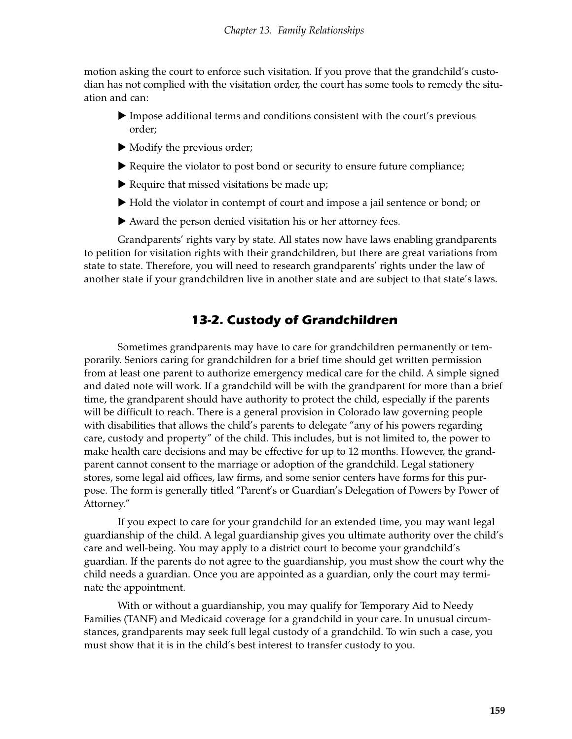motion asking the court to enforce such visitation. If you prove that the grandchild's custodian has not complied with the visitation order, the court has some tools to remedy the situation and can:

- Impose additional terms and conditions consistent with the court's previous order;
- Modify the previous order;
- Require the violator to post bond or security to ensure future compliance;
- Require that missed visitations be made up;
- Hold the violator in contempt of court and impose a jail sentence or bond; or
- Award the person denied visitation his or her attorney fees.

Grandparents' rights vary by state. All states now have laws enabling grandparents to petition for visitation rights with their grandchildren, but there are great variations from state to state. Therefore, you will need to research grandparents' rights under the law of another state if your grandchildren live in another state and are subject to that state's laws.

## 13-2. Custody of Grandchildren

Sometimes grandparents may have to care for grandchildren permanently or temporarily. Seniors caring for grandchildren for a brief time should get written permission from at least one parent to authorize emergency medical care for the child. A simple signed and dated note will work. If a grandchild will be with the grandparent for more than a brief time, the grandparent should have authority to protect the child, especially if the parents will be difficult to reach. There is a general provision in Colorado law governing people with disabilities that allows the child's parents to delegate "any of his powers regarding care, custody and property" of the child. This includes, but is not limited to, the power to make health care decisions and may be effective for up to 12 months. However, the grandparent cannot consent to the marriage or adoption of the grandchild. Legal stationery stores, some legal aid offices, law firms, and some senior centers have forms for this purpose. The form is generally titled "Parent's or Guardian's Delegation of Powers by Power of Attorney."

If you expect to care for your grandchild for an extended time, you may want legal guardianship of the child. A legal guardianship gives you ultimate authority over the child's care and well-being. You may apply to a district court to become your grandchild's guardian. If the parents do not agree to the guardianship, you must show the court why the child needs a guardian. Once you are appointed as a guardian, only the court may terminate the appointment.

With or without a guardianship, you may qualify for Temporary Aid to Needy Families (TANF) and Medicaid coverage for a grandchild in your care. In unusual circumstances, grandparents may seek full legal custody of a grandchild. To win such a case, you must show that it is in the child's best interest to transfer custody to you.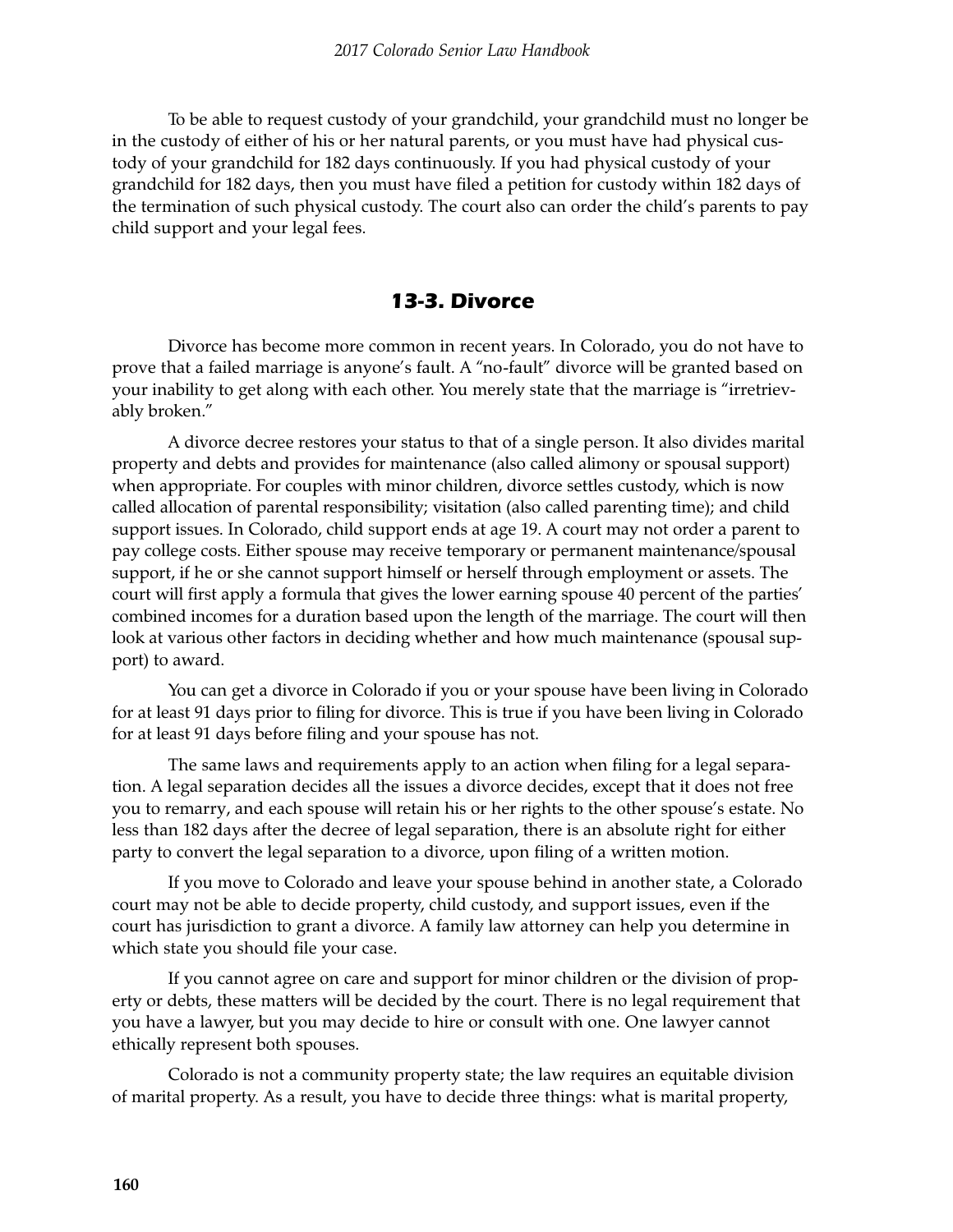To be able to request custody of your grandchild, your grandchild must no longer be in the custody of either of his or her natural parents, or you must have had physical custody of your grandchild for 182 days continuously. If you had physical custody of your grandchild for 182 days, then you must have filed a petition for custody within 182 days of the termination of such physical custody. The court also can order the child's parents to pay child support and your legal fees.

## 13-3. Divorce

Divorce has become more common in recent years. In Colorado, you do not have to prove that a failed marriage is anyone's fault. A "no-fault" divorce will be granted based on your inability to get along with each other. You merely state that the marriage is "irretrievably broken."

A divorce decree restores your status to that of a single person. It also divides marital property and debts and provides for maintenance (also called alimony or spousal support) when appropriate. For couples with minor children, divorce settles custody, which is now called allocation of parental responsibility; visitation (also called parenting time); and child support issues. In Colorado, child support ends at age 19. A court may not order a parent to pay college costs. Either spouse may receive temporary or permanent maintenance/spousal support, if he or she cannot support himself or herself through employment or assets. The court will first apply a formula that gives the lower earning spouse 40 percent of the parties' combined incomes for a duration based upon the length of the marriage. The court will then look at various other factors in deciding whether and how much maintenance (spousal support) to award.

You can get a divorce in Colorado if you or your spouse have been living in Colorado for at least 91 days prior to filing for divorce. This is true if you have been living in Colorado for at least 91 days before filing and your spouse has not.

The same laws and requirements apply to an action when filing for a legal separation. A legal separation decides all the issues a divorce decides, except that it does not free you to remarry, and each spouse will retain his or her rights to the other spouse's estate. No less than 182 days after the decree of legal separation, there is an absolute right for either party to convert the legal separation to a divorce, upon filing of a written motion.

If you move to Colorado and leave your spouse behind in another state, a Colorado court may not be able to decide property, child custody, and support issues, even if the court has jurisdiction to grant a divorce. A family law attorney can help you determine in which state you should file your case.

If you cannot agree on care and support for minor children or the division of property or debts, these matters will be decided by the court. There is no legal requirement that you have a lawyer, but you may decide to hire or consult with one. One lawyer cannot ethically represent both spouses.

Colorado is not a community property state; the law requires an equitable division of marital property. As a result, you have to decide three things: what is marital property,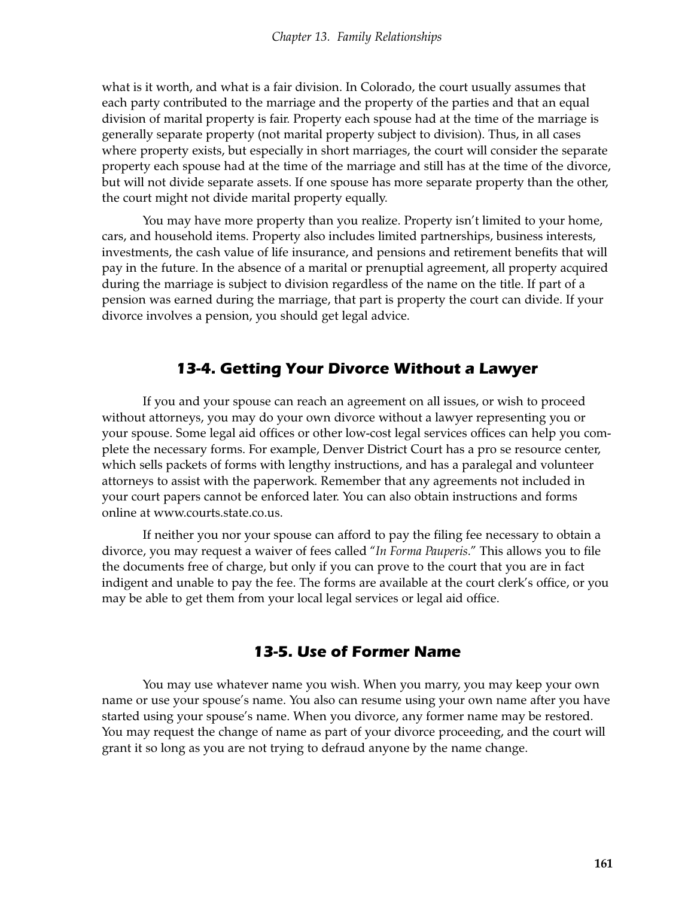what is it worth, and what is a fair division. In Colorado, the court usually assumes that each party contributed to the marriage and the property of the parties and that an equal division of marital property is fair. Property each spouse had at the time of the marriage is generally separate property (not marital property subject to division). Thus, in all cases where property exists, but especially in short marriages, the court will consider the separate property each spouse had at the time of the marriage and still has at the time of the divorce, but will not divide separate assets. If one spouse has more separate property than the other, the court might not divide marital property equally.

You may have more property than you realize. Property isn't limited to your home, cars, and household items. Property also includes limited partnerships, business interests, investments, the cash value of life insurance, and pensions and retirement benefits that will pay in the future. In the absence of a marital or prenuptial agreement, all property acquired during the marriage is subject to division regardless of the name on the title. If part of a pension was earned during the marriage, that part is property the court can divide. If your divorce involves a pension, you should get legal advice.

## 13-4. Getting Your Divorce Without a Lawyer

If you and your spouse can reach an agreement on all issues, or wish to proceed without attorneys, you may do your own divorce without a lawyer representing you or your spouse. Some legal aid offices or other low-cost legal services offices can help you complete the necessary forms. For example, Denver District Court has a pro se resource center, which sells packets of forms with lengthy instructions, and has a paralegal and volunteer attorneys to assist with the paperwork. Remember that any agreements not included in your court papers cannot be enforced later. You can also obtain instructions and forms online at www.courts.state.co.us.

If neither you nor your spouse can afford to pay the filing fee necessary to obtain a divorce, you may request a waiver of fees called "*In Forma Pauperis*." This allows you to file the documents free of charge, but only if you can prove to the court that you are in fact indigent and unable to pay the fee. The forms are available at the court clerk's office, or you may be able to get them from your local legal services or legal aid office.

## 13-5. Use of Former Name

You may use whatever name you wish. When you marry, you may keep your own name or use your spouse's name. You also can resume using your own name after you have started using your spouse's name. When you divorce, any former name may be restored. You may request the change of name as part of your divorce proceeding, and the court will grant it so long as you are not trying to defraud anyone by the name change.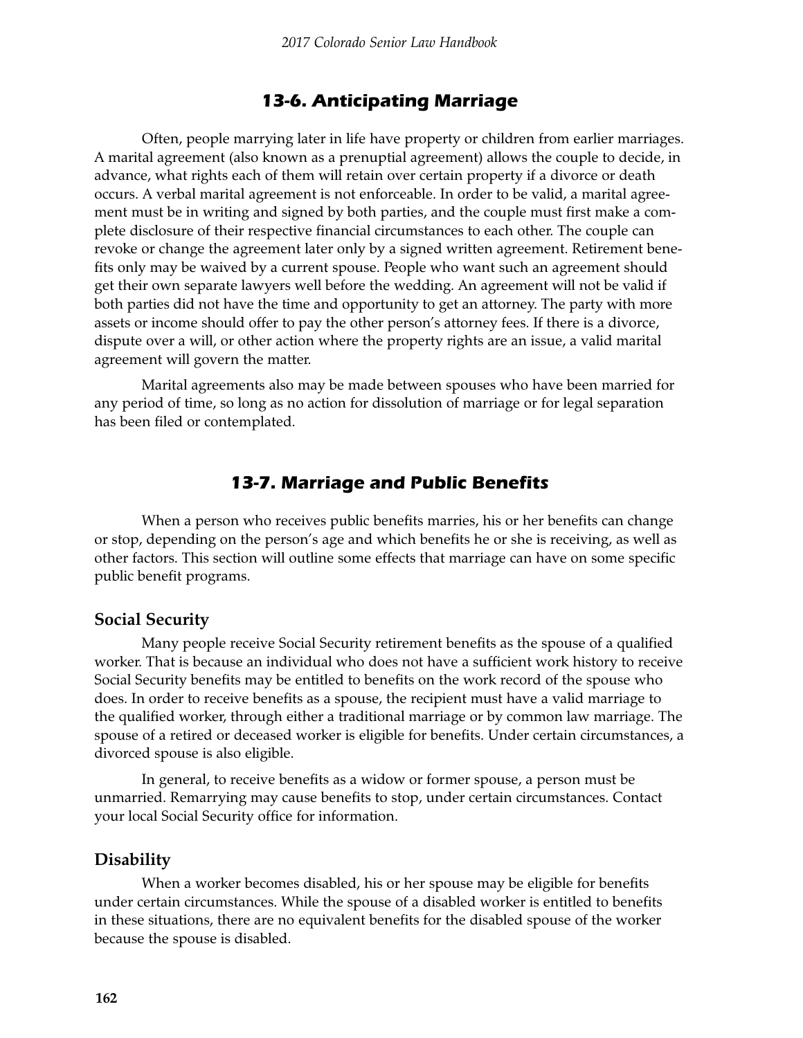## 13-6. Anticipating Marriage

Often, people marrying later in life have property or children from earlier marriages. A marital agreement (also known as a prenuptial agreement) allows the couple to decide, in advance, what rights each of them will retain over certain property if a divorce or death occurs. A verbal marital agreement is not enforceable. In order to be valid, a marital agreement must be in writing and signed by both parties, and the couple must first make a complete disclosure of their respective financial circumstances to each other. The couple can revoke or change the agreement later only by a signed written agreement. Retirement benefits only may be waived by a current spouse. People who want such an agreement should get their own separate lawyers well before the wedding. An agreement will not be valid if both parties did not have the time and opportunity to get an attorney. The party with more assets or income should offer to pay the other person's attorney fees. If there is a divorce, dispute over a will, or other action where the property rights are an issue, a valid marital agreement will govern the matter.

Marital agreements also may be made between spouses who have been married for any period of time, so long as no action for dissolution of marriage or for legal separation has been filed or contemplated.

## 13-7. Marriage and Public Benefits

When a person who receives public benefits marries, his or her benefits can change or stop, depending on the person's age and which benefits he or she is receiving, as well as other factors. This section will outline some effects that marriage can have on some specific public benefit programs.

### Social Security

Many people receive Social Security retirement benefits as the spouse of a qualified worker. That is because an individual who does not have a sufficient work history to receive Social Security benefits may be entitled to benefits on the work record of the spouse who does. In order to receive benefits as a spouse, the recipient must have a valid marriage to the qualified worker, through either a traditional marriage or by common law marriage. The spouse of a retired or deceased worker is eligible for benefits. Under certain circumstances, a divorced spouse is also eligible.

In general, to receive benefits as a widow or former spouse, a person must be unmarried. Remarrying may cause benefits to stop, under certain circumstances. Contact your local Social Security office for information.

### Disability

When a worker becomes disabled, his or her spouse may be eligible for benefits under certain circumstances. While the spouse of a disabled worker is entitled to benefits in these situations, there are no equivalent benefits for the disabled spouse of the worker because the spouse is disabled.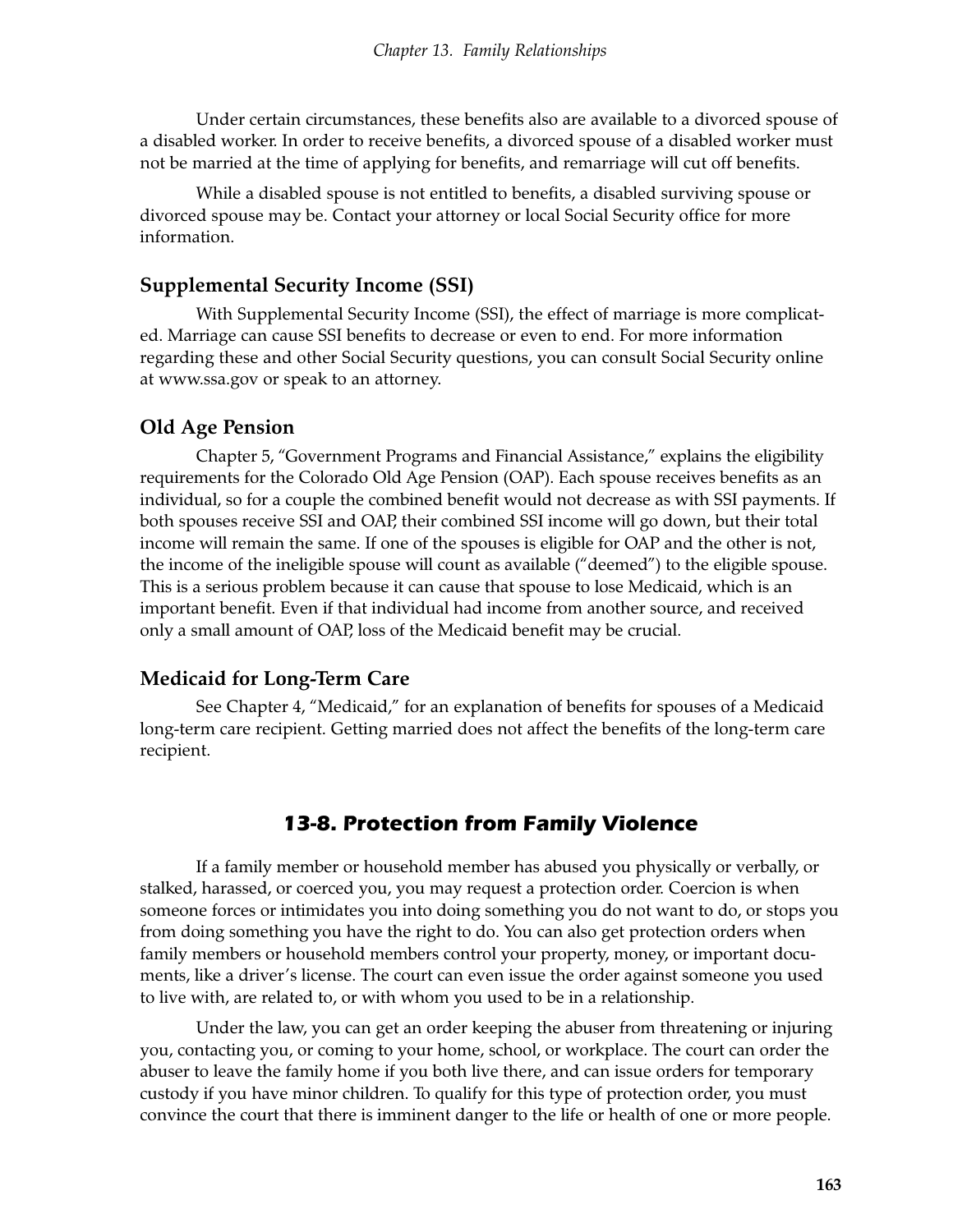Under certain circumstances, these benefits also are available to a divorced spouse of a disabled worker. In order to receive benefits, a divorced spouse of a disabled worker must not be married at the time of applying for benefits, and remarriage will cut off benefits.

While a disabled spouse is not entitled to benefits, a disabled surviving spouse or divorced spouse may be. Contact your attorney or local Social Security office for more information.

### Supplemental Security Income (SSI)

With Supplemental Security Income (SSI), the effect of marriage is more complicated. Marriage can cause SSI benefits to decrease or even to end. For more information regarding these and other Social Security questions, you can consult Social Security online at www.ssa.gov or speak to an attorney.

### Old Age Pension

Chapter 5, "Government Programs and Financial Assistance," explains the eligibility requirements for the Colorado Old Age Pension (OAP). Each spouse receives benefits as an individual, so for a couple the combined benefit would not decrease as with SSI payments. If both spouses receive SSI and OAP, their combined SSI income will go down, but their total income will remain the same. If one of the spouses is eligible for OAP and the other is not, the income of the ineligible spouse will count as available ("deemed") to the eligible spouse. This is a serious problem because it can cause that spouse to lose Medicaid, which is an important benefit. Even if that individual had income from another source, and received only a small amount of OAP, loss of the Medicaid benefit may be crucial.

### Medicaid for Long-Term Care

See Chapter 4, "Medicaid," for an explanation of benefits for spouses of a Medicaid long-term care recipient. Getting married does not affect the benefits of the long-term care recipient.

## 13-8. Protection from Family Violence

If a family member or household member has abused you physically or verbally, or stalked, harassed, or coerced you, you may request a protection order. Coercion is when someone forces or intimidates you into doing something you do not want to do, or stops you from doing something you have the right to do. You can also get protection orders when family members or household members control your property, money, or important documents, like a driver's license. The court can even issue the order against someone you used to live with, are related to, or with whom you used to be in a relationship.

Under the law, you can get an order keeping the abuser from threatening or injuring you, contacting you, or coming to your home, school, or workplace. The court can order the abuser to leave the family home if you both live there, and can issue orders for temporary custody if you have minor children. To qualify for this type of protection order, you must convince the court that there is imminent danger to the life or health of one or more people.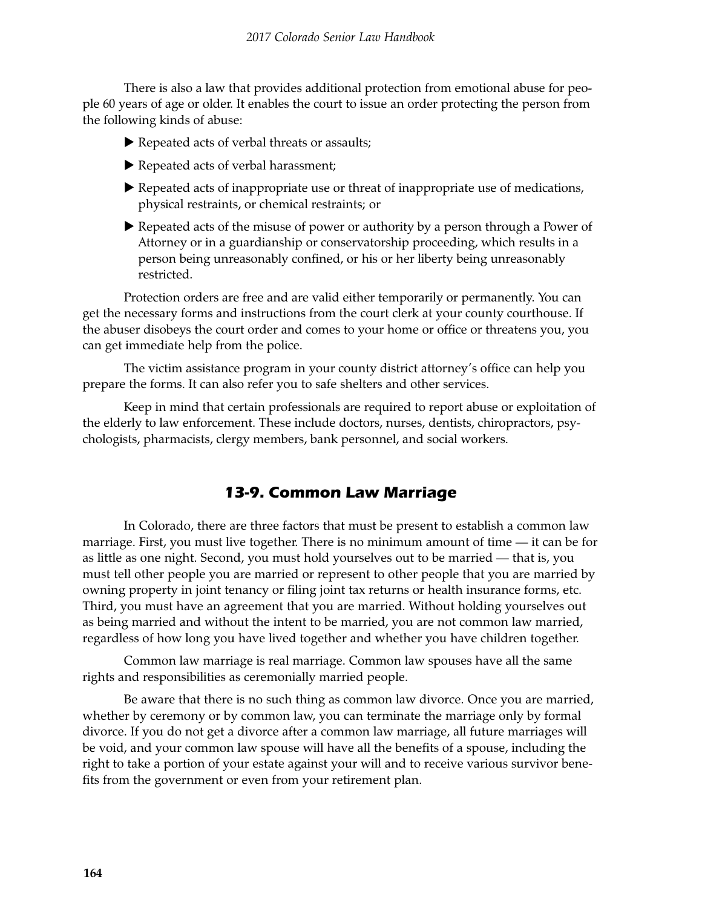There is also a law that provides additional protection from emotional abuse for people 60 years of age or older. It enables the court to issue an order protecting the person from the following kinds of abuse:

- Repeated acts of verbal threats or assaults;
- Repeated acts of verbal harassment;
- Repeated acts of inappropriate use or threat of inappropriate use of medications, physical restraints, or chemical restraints; or
- Repeated acts of the misuse of power or authority by a person through a Power of Attorney or in a guardianship or conservatorship proceeding, which results in a person being unreasonably confined, or his or her liberty being unreasonably restricted.

Protection orders are free and are valid either temporarily or permanently. You can get the necessary forms and instructions from the court clerk at your county courthouse. If the abuser disobeys the court order and comes to your home or office or threatens you, you can get immediate help from the police.

The victim assistance program in your county district attorney's office can help you prepare the forms. It can also refer you to safe shelters and other services.

Keep in mind that certain professionals are required to report abuse or exploitation of the elderly to law enforcement. These include doctors, nurses, dentists, chiropractors, psychologists, pharmacists, clergy members, bank personnel, and social workers.

## 13-9. Common Law Marriage

In Colorado, there are three factors that must be present to establish a common law marriage. First, you must live together. There is no minimum amount of time — it can be for as little as one night. Second, you must hold yourselves out to be married — that is, you must tell other people you are married or represent to other people that you are married by owning property in joint tenancy or filing joint tax returns or health insurance forms, etc. Third, you must have an agreement that you are married. Without holding yourselves out as being married and without the intent to be married, you are not common law married, regardless of how long you have lived together and whether you have children together.

Common law marriage is real marriage. Common law spouses have all the same rights and responsibilities as ceremonially married people.

Be aware that there is no such thing as common law divorce. Once you are married, whether by ceremony or by common law, you can terminate the marriage only by formal divorce. If you do not get a divorce after a common law marriage, all future marriages will be void, and your common law spouse will have all the benefits of a spouse, including the right to take a portion of your estate against your will and to receive various survivor benefits from the government or even from your retirement plan.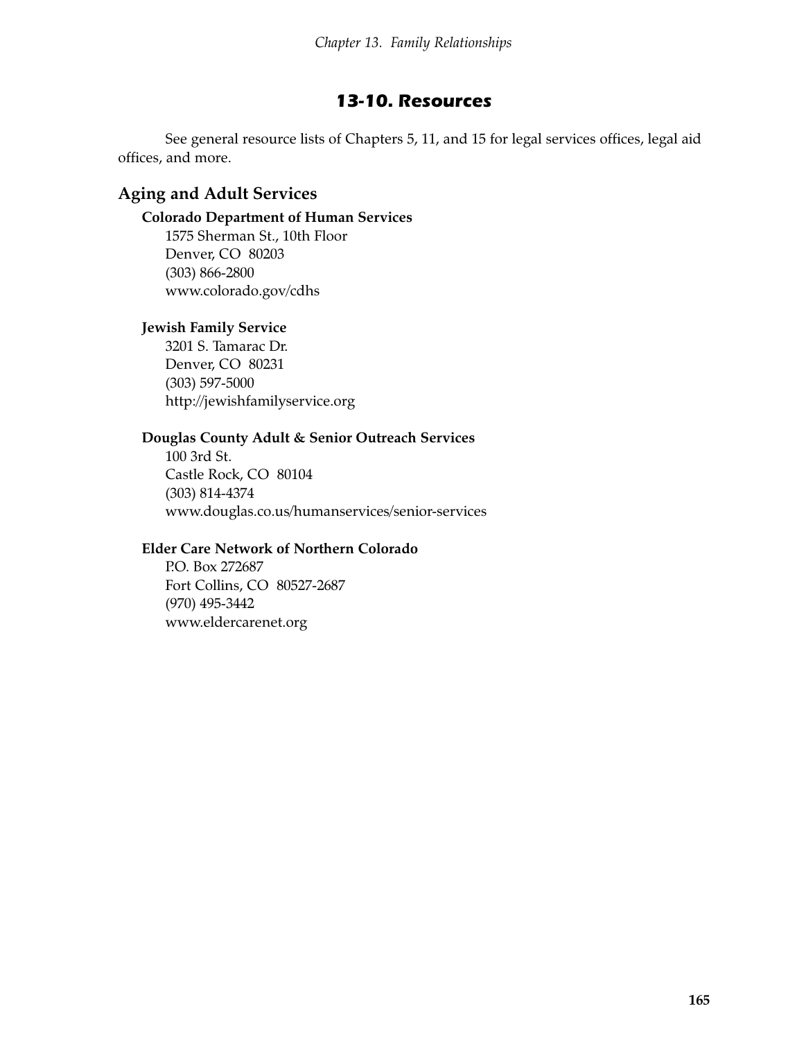## 13-10. Resources

See general resource lists of Chapters 5, 11, and 15 for legal services offices, legal aid offices, and more.

### Aging and Adult Services

**Colorado Department of Human Services**
1575 Sherman St., 10th Floor
Denver, CO 80203
(303) 866-2800
www.colorado.gov/cdhs

**Jewish Family Service**
3201 S. Tamarac Dr.
Denver, CO 80231
(303) 597-5000
http://jewishfamilyservice.org

**Douglas County Adult & Senior Outreach Services**
100 3rd St.
Castle Rock, CO 80104
(303) 814-4374
www.douglas.co.us/humanservices/senior-services

**Elder Care Network of Northern Colorado**
P.O. Box 272687
Fort Collins, CO 80527-2687
(970) 495-3442
www.eldercarenet.org